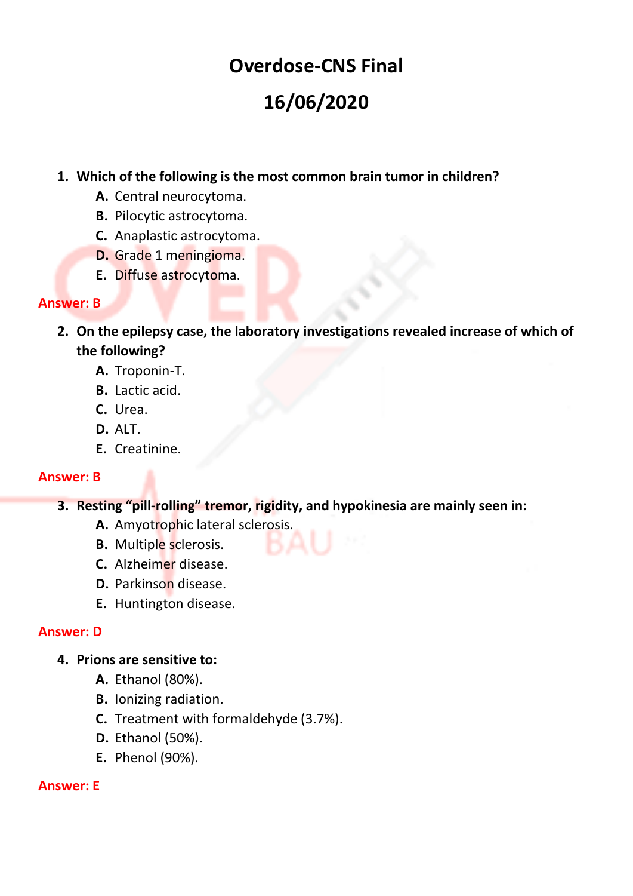# Overdose-CNS Final

# 16/06/2020

1. **Which of the following is the most common brain tumor in children?**
   - **A.** Central neurocytoma.
   - **B.** Pilocytic astrocytoma.
   - **C.** Anaplastic astrocytoma.
   - **D.** Grade 1 meningioma.
   - **E.** Diffuse astrocytoma.

**Answer: B**

2. **On the epilepsy case, the laboratory investigations revealed increase of which of the following?**
   - **A.** Troponin-T.
   - **B.** Lactic acid.
   - **C.** Urea.
   - **D.** ALT.
   - **E.** Creatinine.

**Answer: B**

3. **Resting "pill-rolling" tremor, rigidity, and hypokinesia are mainly seen in:**
   - **A.** Amyotrophic lateral sclerosis.
   - **B.** Multiple sclerosis.
   - **C.** Alzheimer disease.
   - **D.** Parkinson disease.
   - **E.** Huntington disease.

**Answer: D**

4. **Prions are sensitive to:**
   - **A.** Ethanol (80%).
   - **B.** Ionizing radiation.
   - **C.** Treatment with formaldehyde (3.7%).
   - **D.** Ethanol (50%).
   - **E.** Phenol (90%).

**Answer: E**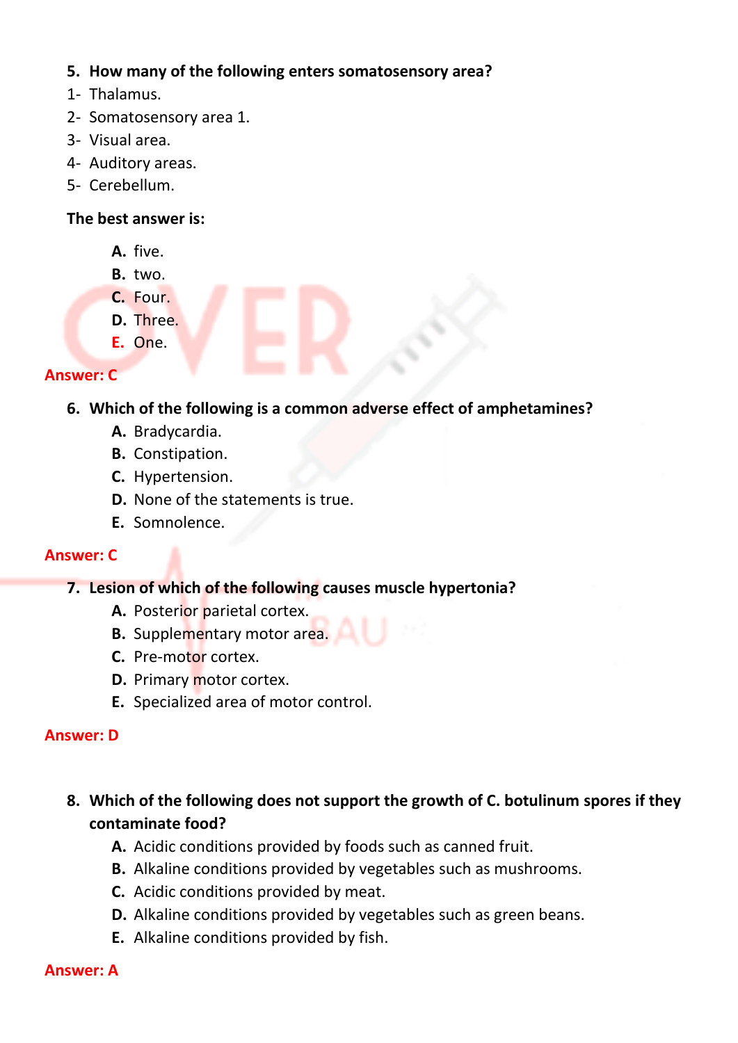5. **How many of the following enters somatosensory area?**

1- Thalamus.
2- Somatosensory area 1.
3- Visual area.
4- Auditory areas.
5- Cerebellum.

**The best answer is:**

- **A.** five.
- **B.** two.
- **C.** Four.
- **D.** Three.
- **E.** One.

**Answer: C**

6. **Which of the following is a common adverse effect of amphetamines?**
   - **A.** Bradycardia.
   - **B.** Constipation.
   - **C.** Hypertension.
   - **D.** None of the statements is true.
   - **E.** Somnolence.

**Answer: C**

7. **Lesion of which of the following causes muscle hypertonia?**
   - **A.** Posterior parietal cortex.
   - **B.** Supplementary motor area.
   - **C.** Pre-motor cortex.
   - **D.** Primary motor cortex.
   - **E.** Specialized area of motor control.

**Answer: D**

8. **Which of the following does not support the growth of C. botulinum spores if they contaminate food?**
   - **A.** Acidic conditions provided by foods such as canned fruit.
   - **B.** Alkaline conditions provided by vegetables such as mushrooms.
   - **C.** Acidic conditions provided by meat.
   - **D.** Alkaline conditions provided by vegetables such as green beans.
   - **E.** Alkaline conditions provided by fish.

**Answer: A**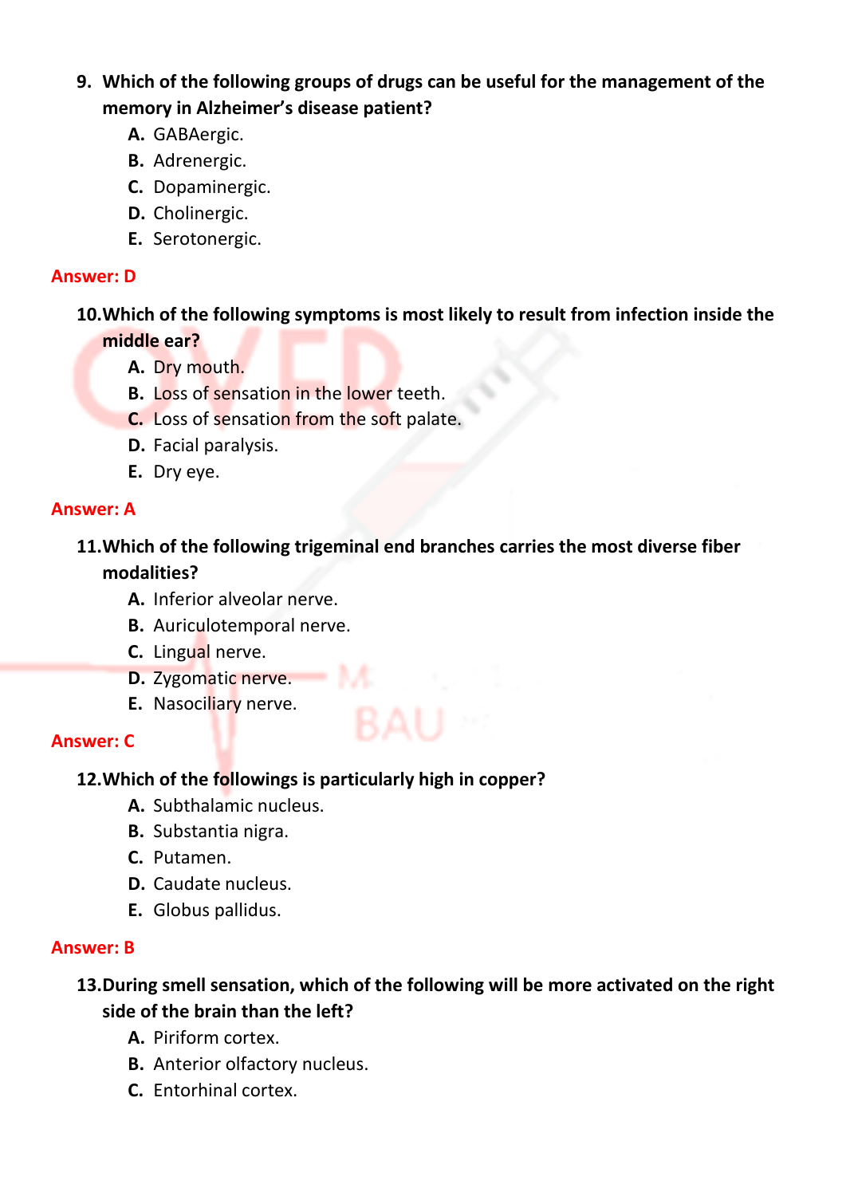9. **Which of the following groups of drugs can be useful for the management of the memory in Alzheimer's disease patient?**
   - **A.** GABAergic.
   - **B.** Adrenergic.
   - **C.** Dopaminergic.
   - **D.** Cholinergic.
   - **E.** Serotonergic.

**Answer: D**

10. **Which of the following symptoms is most likely to result from infection inside the middle ear?**
    - **A.** Dry mouth.
    - **B.** Loss of sensation in the lower teeth.
    - **C.** Loss of sensation from the soft palate.
    - **D.** Facial paralysis.
    - **E.** Dry eye.

**Answer: A**

11. **Which of the following trigeminal end branches carries the most diverse fiber modalities?**
    - **A.** Inferior alveolar nerve.
    - **B.** Auriculotemporal nerve.
    - **C.** Lingual nerve.
    - **D.** Zygomatic nerve.
    - **E.** Nasociliary nerve.

**Answer: C**

12. **Which of the followings is particularly high in copper?**
    - **A.** Subthalamic nucleus.
    - **B.** Substantia nigra.
    - **C.** Putamen.
    - **D.** Caudate nucleus.
    - **E.** Globus pallidus.

**Answer: B**

13. **During smell sensation, which of the following will be more activated on the right side of the brain than the left?**
    - **A.** Piriform cortex.
    - **B.** Anterior olfactory nucleus.
    - **C.** Entorhinal cortex.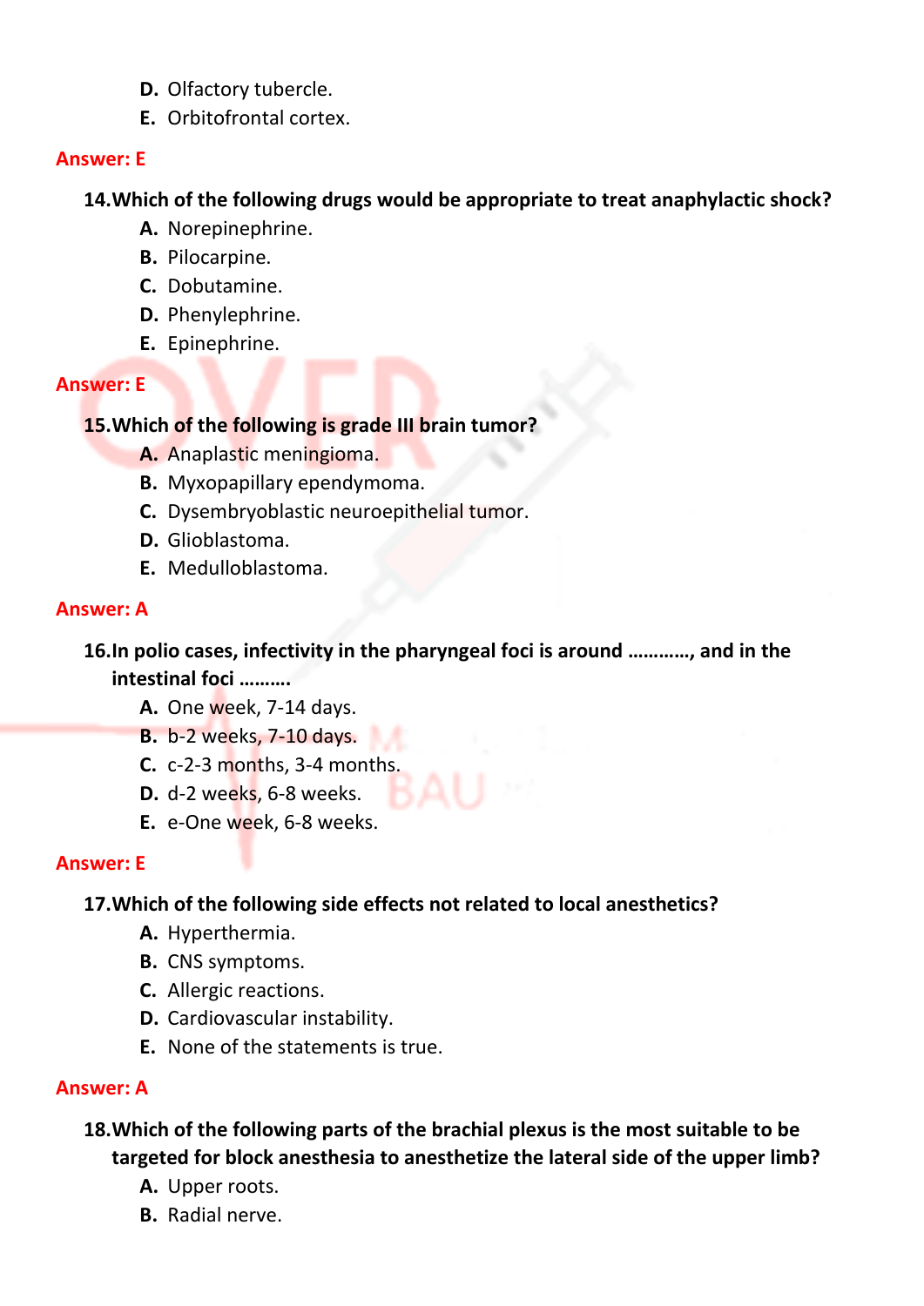D. Olfactory tubercle.
E. Orbitofrontal cortex.

**Answer: E**

**14. Which of the following drugs would be appropriate to treat anaphylactic shock?**

A. Norepinephrine.
B. Pilocarpine.
C. Dobutamine.
D. Phenylephrine.
E. Epinephrine.

**Answer: E**

**15. Which of the following is grade III brain tumor?**

A. Anaplastic meningioma.
B. Myxopapillary ependymoma.
C. Dysembryoblastic neuroepithelial tumor.
D. Glioblastoma.
E. Medulloblastoma.

**Answer: A**

**16. In polio cases, infectivity in the pharyngeal foci is around …………, and in the intestinal foci ……….**

A. One week, 7-14 days.
B. b-2 weeks, 7-10 days.
C. c-2-3 months, 3-4 months.
D. d-2 weeks, 6-8 weeks.
E. e-One week, 6-8 weeks.

**Answer: E**

**17. Which of the following side effects not related to local anesthetics?**

A. Hyperthermia.
B. CNS symptoms.
C. Allergic reactions.
D. Cardiovascular instability.
E. None of the statements is true.

**Answer: A**

**18. Which of the following parts of the brachial plexus is the most suitable to be targeted for block anesthesia to anesthetize the lateral side of the upper limb?**

A. Upper roots.
B. Radial nerve.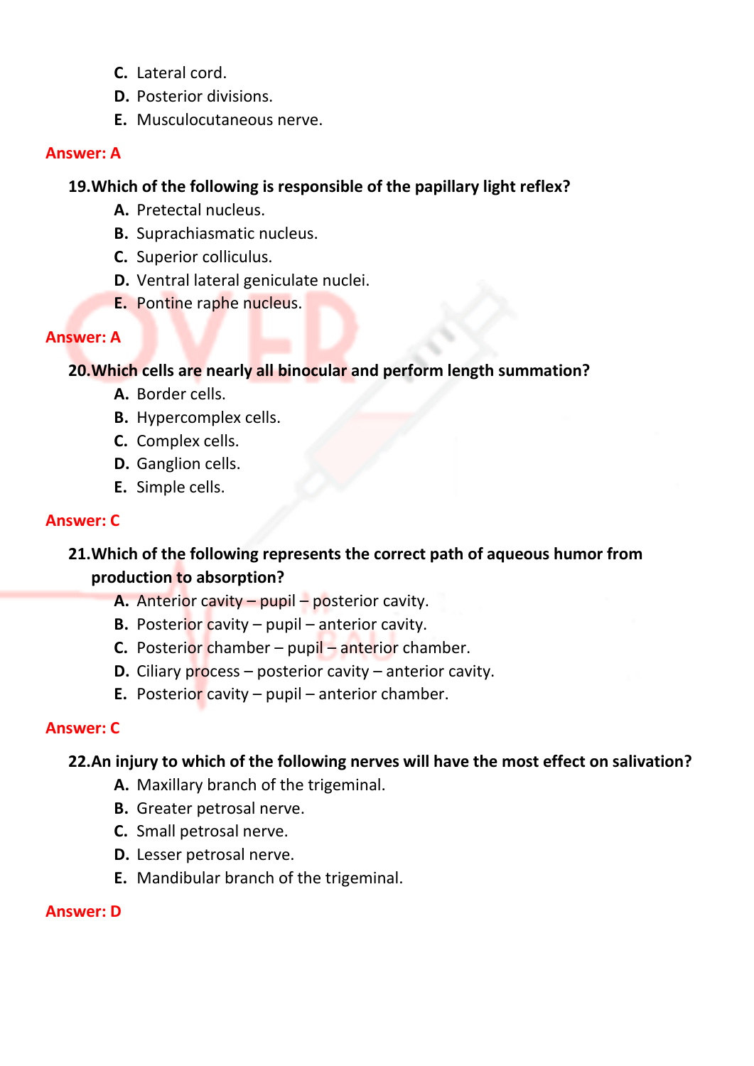C. Lateral cord.
D. Posterior divisions.
E. Musculocutaneous nerve.

**Answer: A**

**19.Which of the following is responsible of the papillary light reflex?**

A. Pretectal nucleus.
B. Suprachiasmatic nucleus.
C. Superior colliculus.
D. Ventral lateral geniculate nuclei.
E. Pontine raphe nucleus.

**Answer: A**

**20.Which cells are nearly all binocular and perform length summation?**

A. Border cells.
B. Hypercomplex cells.
C. Complex cells.
D. Ganglion cells.
E. Simple cells.

**Answer: C**

**21.Which of the following represents the correct path of aqueous humor from production to absorption?**

A. Anterior cavity – pupil – posterior cavity.
B. Posterior cavity – pupil – anterior cavity.
C. Posterior chamber – pupil – anterior chamber.
D. Ciliary process – posterior cavity – anterior cavity.
E. Posterior cavity – pupil – anterior chamber.

**Answer: C**

**22.An injury to which of the following nerves will have the most effect on salivation?**

A. Maxillary branch of the trigeminal.
B. Greater petrosal nerve.
C. Small petrosal nerve.
D. Lesser petrosal nerve.
E. Mandibular branch of the trigeminal.

**Answer: D**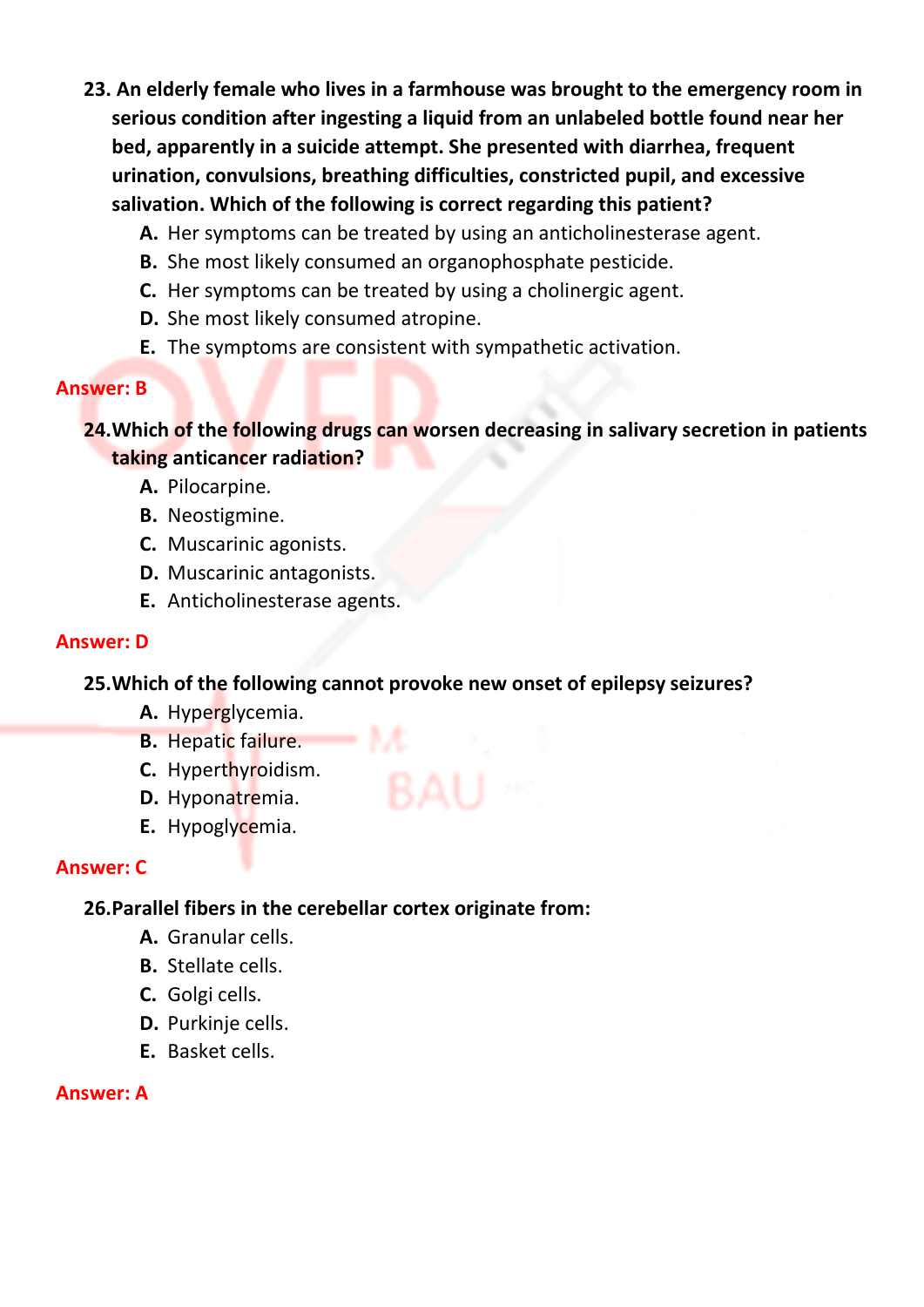**23. An elderly female who lives in a farmhouse was brought to the emergency room in serious condition after ingesting a liquid from an unlabeled bottle found near her bed, apparently in a suicide attempt. She presented with diarrhea, frequent urination, convulsions, breathing difficulties, constricted pupil, and excessive salivation. Which of the following is correct regarding this patient?**

- **A.** Her symptoms can be treated by using an anticholinesterase agent.
- **B.** She most likely consumed an organophosphate pesticide.
- **C.** Her symptoms can be treated by using a cholinergic agent.
- **D.** She most likely consumed atropine.
- **E.** The symptoms are consistent with sympathetic activation.

**Answer: B**

**24.Which of the following drugs can worsen decreasing in salivary secretion in patients taking anticancer radiation?**

- **A.** Pilocarpine.
- **B.** Neostigmine.
- **C.** Muscarinic agonists.
- **D.** Muscarinic antagonists.
- **E.** Anticholinesterase agents.

**Answer: D**

**25.Which of the following cannot provoke new onset of epilepsy seizures?**

- **A.** Hyperglycemia.
- **B.** Hepatic failure.
- **C.** Hyperthyroidism.
- **D.** Hyponatremia.
- **E.** Hypoglycemia.

**Answer: C**

**26.Parallel fibers in the cerebellar cortex originate from:**

- **A.** Granular cells.
- **B.** Stellate cells.
- **C.** Golgi cells.
- **D.** Purkinje cells.
- **E.** Basket cells.

**Answer: A**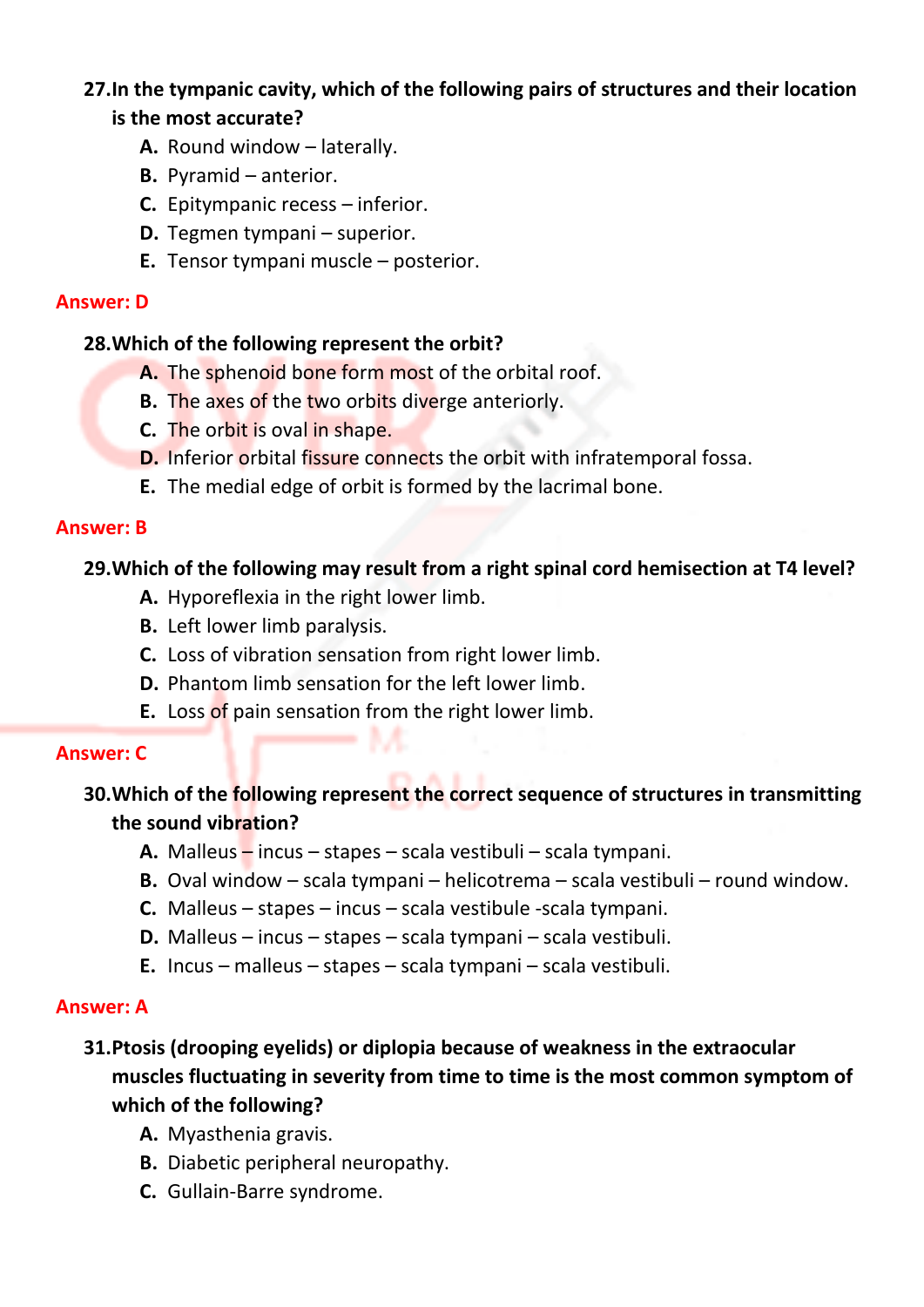**27. In the tympanic cavity, which of the following pairs of structures and their location is the most accurate?**

- **A.** Round window – laterally.
- **B.** Pyramid – anterior.
- **C.** Epitympanic recess – inferior.
- **D.** Tegmen tympani – superior.
- **E.** Tensor tympani muscle – posterior.

**Answer: D**

**28. Which of the following represent the orbit?**

- **A.** The sphenoid bone form most of the orbital roof.
- **B.** The axes of the two orbits diverge anteriorly.
- **C.** The orbit is oval in shape.
- **D.** Inferior orbital fissure connects the orbit with infratemporal fossa.
- **E.** The medial edge of orbit is formed by the lacrimal bone.

**Answer: B**

**29. Which of the following may result from a right spinal cord hemisection at T4 level?**

- **A.** Hyporeflexia in the right lower limb.
- **B.** Left lower limb paralysis.
- **C.** Loss of vibration sensation from right lower limb.
- **D.** Phantom limb sensation for the left lower limb.
- **E.** Loss of pain sensation from the right lower limb.

**Answer: C**

**30. Which of the following represent the correct sequence of structures in transmitting the sound vibration?**

- **A.** Malleus – incus – stapes – scala vestibuli – scala tympani.
- **B.** Oval window – scala tympani – helicotrema – scala vestibuli – round window.
- **C.** Malleus – stapes – incus – scala vestibule -scala tympani.
- **D.** Malleus – incus – stapes – scala tympani – scala vestibuli.
- **E.** Incus – malleus – stapes – scala tympani – scala vestibuli.

**Answer: A**

**31. Ptosis (drooping eyelids) or diplopia because of weakness in the extraocular muscles fluctuating in severity from time to time is the most common symptom of which of the following?**

- **A.** Myasthenia gravis.
- **B.** Diabetic peripheral neuropathy.
- **C.** Gullain-Barre syndrome.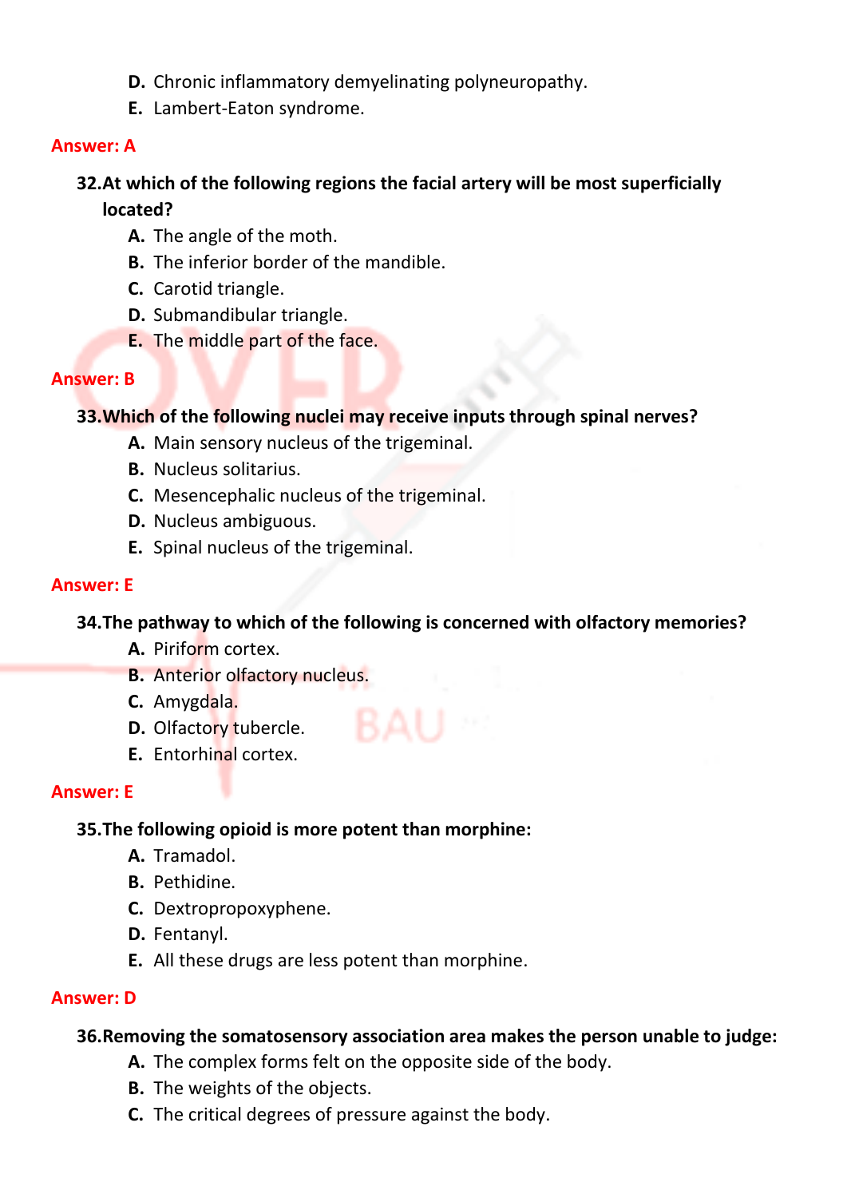D. Chronic inflammatory demyelinating polyneuropathy.
E. Lambert-Eaton syndrome.

**Answer: A**

**32. At which of the following regions the facial artery will be most superficially located?**

A. The angle of the moth.
B. The inferior border of the mandible.
C. Carotid triangle.
D. Submandibular triangle.
E. The middle part of the face.

**Answer: B**

**33. Which of the following nuclei may receive inputs through spinal nerves?**

A. Main sensory nucleus of the trigeminal.
B. Nucleus solitarius.
C. Mesencephalic nucleus of the trigeminal.
D. Nucleus ambiguous.
E. Spinal nucleus of the trigeminal.

**Answer: E**

**34. The pathway to which of the following is concerned with olfactory memories?**

A. Piriform cortex.
B. Anterior olfactory nucleus.
C. Amygdala.
D. Olfactory tubercle.
E. Entorhinal cortex.

**Answer: E**

**35. The following opioid is more potent than morphine:**

A. Tramadol.
B. Pethidine.
C. Dextropropoxyphene.
D. Fentanyl.
E. All these drugs are less potent than morphine.

**Answer: D**

**36. Removing the somatosensory association area makes the person unable to judge:**

A. The complex forms felt on the opposite side of the body.
B. The weights of the objects.
C. The critical degrees of pressure against the body.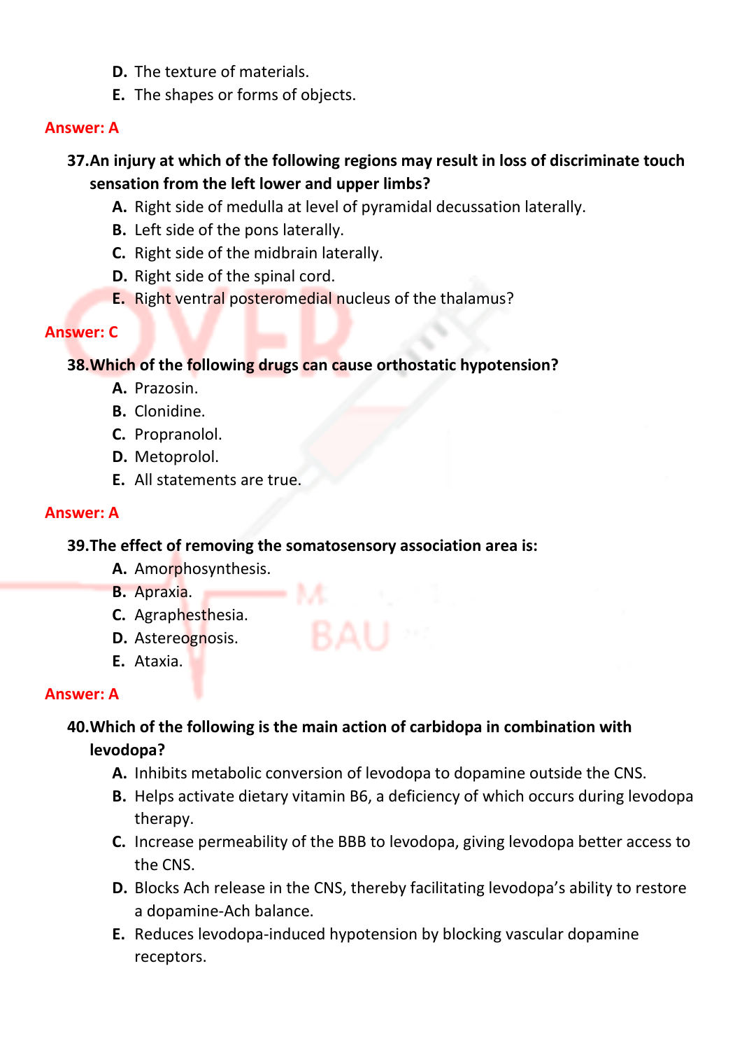D. The texture of materials.
E. The shapes or forms of objects.

**Answer: A**

**37. An injury at which of the following regions may result in loss of discriminate touch sensation from the left lower and upper limbs?**

A. Right side of medulla at level of pyramidal decussation laterally.
B. Left side of the pons laterally.
C. Right side of the midbrain laterally.
D. Right side of the spinal cord.
E. Right ventral posteromedial nucleus of the thalamus?

**Answer: C**

**38. Which of the following drugs can cause orthostatic hypotension?**

A. Prazosin.
B. Clonidine.
C. Propranolol.
D. Metoprolol.
E. All statements are true.

**Answer: A**

**39. The effect of removing the somatosensory association area is:**

A. Amorphosynthesis.
B. Apraxia.
C. Agraphesthesia.
D. Astereognosis.
E. Ataxia.

**Answer: A**

**40. Which of the following is the main action of carbidopa in combination with levodopa?**

A. Inhibits metabolic conversion of levodopa to dopamine outside the CNS.
B. Helps activate dietary vitamin B6, a deficiency of which occurs during levodopa therapy.
C. Increase permeability of the BBB to levodopa, giving levodopa better access to the CNS.
D. Blocks Ach release in the CNS, thereby facilitating levodopa's ability to restore a dopamine-Ach balance.
E. Reduces levodopa-induced hypotension by blocking vascular dopamine receptors.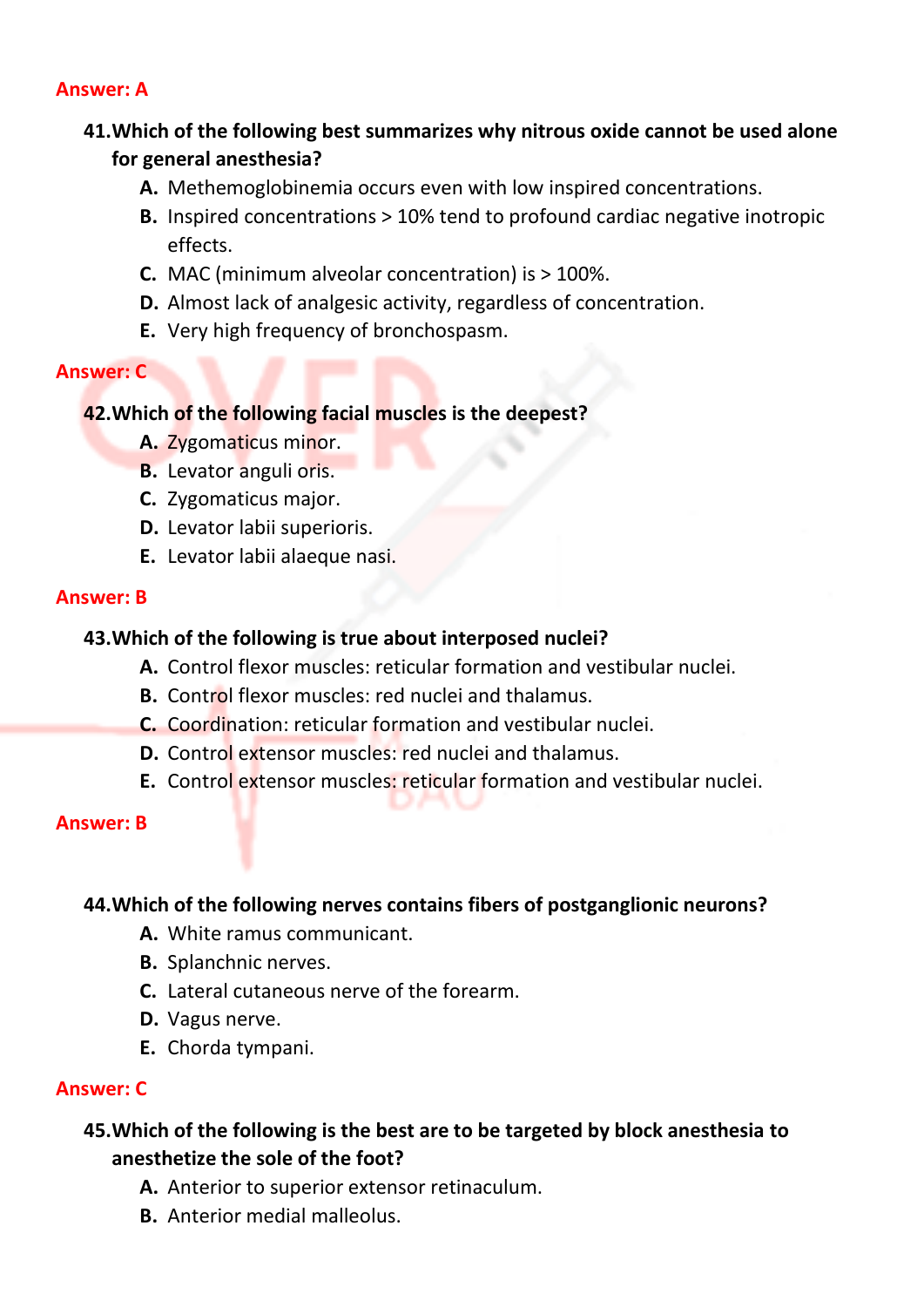**Answer: A**

**41. Which of the following best summarizes why nitrous oxide cannot be used alone for general anesthesia?**

- **A.** Methemoglobinemia occurs even with low inspired concentrations.
- **B.** Inspired concentrations > 10% tend to profound cardiac negative inotropic effects.
- **C.** MAC (minimum alveolar concentration) is > 100%.
- **D.** Almost lack of analgesic activity, regardless of concentration.
- **E.** Very high frequency of bronchospasm.

**Answer: C**

**42. Which of the following facial muscles is the deepest?**

- **A.** Zygomaticus minor.
- **B.** Levator anguli oris.
- **C.** Zygomaticus major.
- **D.** Levator labii superioris.
- **E.** Levator labii alaeque nasi.

**Answer: B**

**43. Which of the following is true about interposed nuclei?**

- **A.** Control flexor muscles: reticular formation and vestibular nuclei.
- **B.** Control flexor muscles: red nuclei and thalamus.
- **C.** Coordination: reticular formation and vestibular nuclei.
- **D.** Control extensor muscles: red nuclei and thalamus.
- **E.** Control extensor muscles: reticular formation and vestibular nuclei.

**Answer: B**

**44. Which of the following nerves contains fibers of postganglionic neurons?**

- **A.** White ramus communicant.
- **B.** Splanchnic nerves.
- **C.** Lateral cutaneous nerve of the forearm.
- **D.** Vagus nerve.
- **E.** Chorda tympani.

**Answer: C**

**45. Which of the following is the best are to be targeted by block anesthesia to anesthetize the sole of the foot?**

- **A.** Anterior to superior extensor retinaculum.
- **B.** Anterior medial malleolus.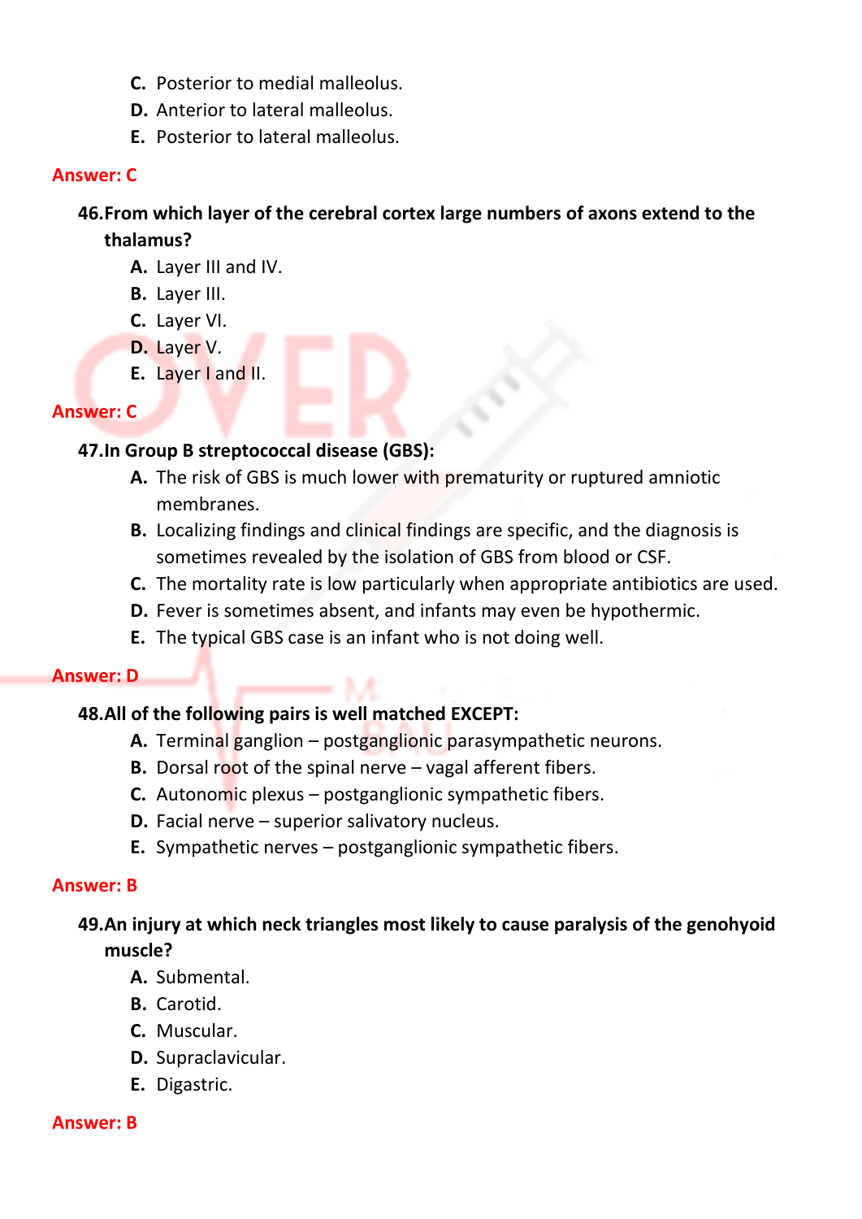C. Posterior to medial malleolus.
D. Anterior to lateral malleolus.
E. Posterior to lateral malleolus.

**Answer: C**

**46.From which layer of the cerebral cortex large numbers of axons extend to the thalamus?**

A. Layer III and IV.
B. Layer III.
C. Layer VI.
D. Layer V.
E. Layer I and II.

**Answer: C**

**47.In Group B streptococcal disease (GBS):**

A. The risk of GBS is much lower with prematurity or ruptured amniotic membranes.
B. Localizing findings and clinical findings are specific, and the diagnosis is sometimes revealed by the isolation of GBS from blood or CSF.
C. The mortality rate is low particularly when appropriate antibiotics are used.
D. Fever is sometimes absent, and infants may even be hypothermic.
E. The typical GBS case is an infant who is not doing well.

**Answer: D**

**48.All of the following pairs is well matched EXCEPT:**

A. Terminal ganglion – postganglionic parasympathetic neurons.
B. Dorsal root of the spinal nerve – vagal afferent fibers.
C. Autonomic plexus – postganglionic sympathetic fibers.
D. Facial nerve – superior salivatory nucleus.
E. Sympathetic nerves – postganglionic sympathetic fibers.

**Answer: B**

**49.An injury at which neck triangles most likely to cause paralysis of the genohyoid muscle?**

A. Submental.
B. Carotid.
C. Muscular.
D. Supraclavicular.
E. Digastric.

**Answer: B**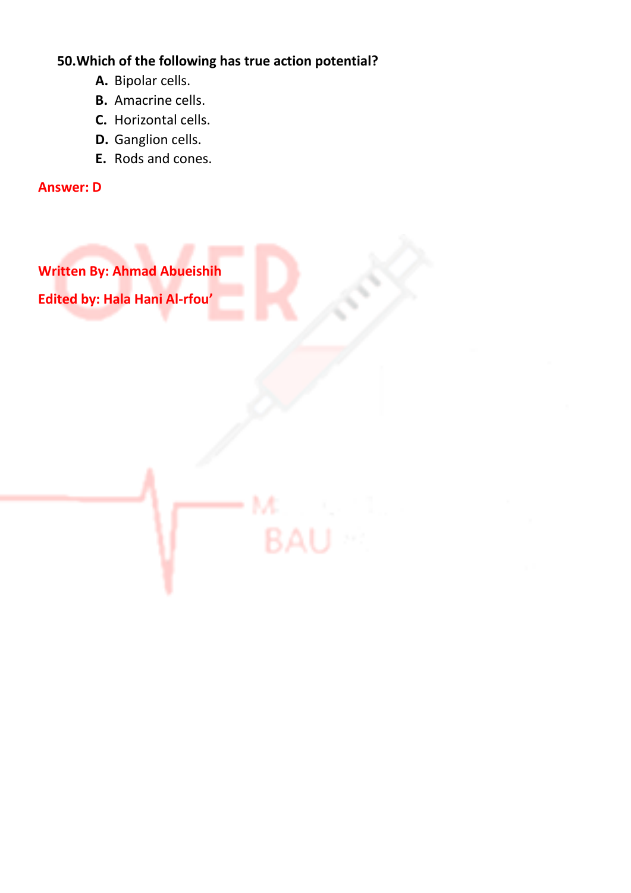**50. Which of the following has true action potential?**

- **A.** Bipolar cells.
- **B.** Amacrine cells.
- **C.** Horizontal cells.
- **D.** Ganglion cells.
- **E.** Rods and cones.

**Answer: D**

**Written By: Ahmad Abueishih**

**Edited by: Hala Hani Al-rfou'**